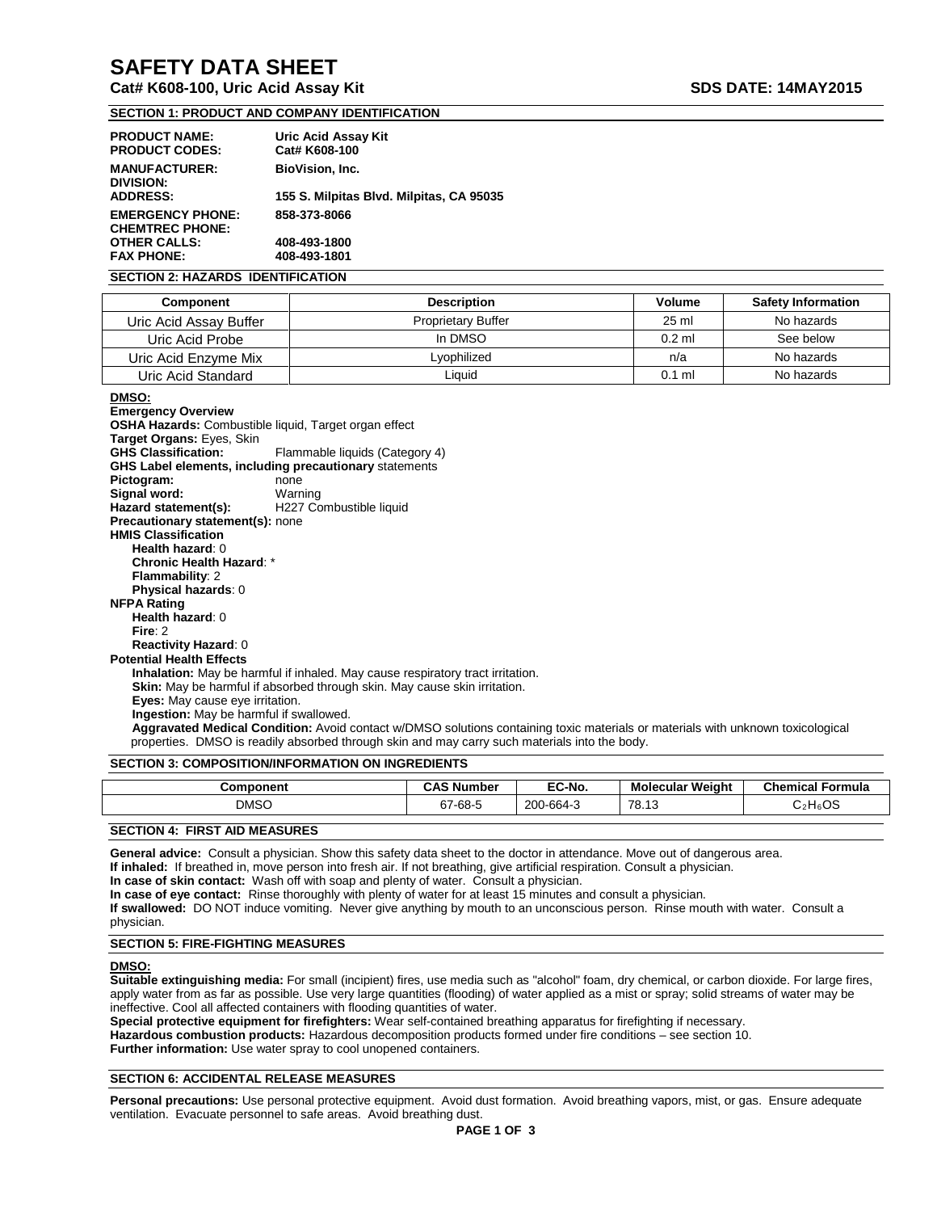# SAFETY DATA SHEET

**Cat# K608-100, Uric Acid Assay Kit** **SDS DATE: 14MAY2015**

## SECTION 1: PRODUCT AND COMPANY IDENTIFICATION

| | |
|---|---|
| **PRODUCT NAME:** | **Uric Acid Assay Kit** |
| **PRODUCT CODES:** | **Cat# K608-100** |
| **MANUFACTURER:** | **BioVision, Inc.** |
| **DIVISION:** | |
| **ADDRESS:** | **155 S. Milpitas Blvd. Milpitas, CA 95035** |
| **EMERGENCY PHONE:** | **858-373-8066** |
| **CHEMTREC PHONE:** | |
| **OTHER CALLS:** | **408-493-1800** |
| **FAX PHONE:** | **408-493-1801** |

## SECTION 2: HAZARDS IDENTIFICATION

| Component | Description | Volume | Safety Information |
|---|---|---|---|
| Uric Acid Assay Buffer | Proprietary Buffer | 25 ml | No hazards |
| Uric Acid Probe | In DMSO | 0.2 ml | See below |
| Uric Acid Enzyme Mix | Lyophilized | n/a | No hazards |
| Uric Acid Standard | Liquid | 0.1 ml | No hazards |

**DMSO:**

**Emergency Overview**

**OSHA Hazards:** Combustible liquid, Target organ effect

**Target Organs:** Eyes, Skin

**GHS Classification:** Flammable liquids (Category 4)

**GHS Label elements, including precautionary** statements

**Pictogram:** none

**Signal word:** Warning

**Hazard statement(s):** H227 Combustible liquid

**Precautionary statement(s):** none

**HMIS Classification**

- **Health hazard**: 0
- **Chronic Health Hazard**: *
- **Flammability**: 2
- **Physical hazards**: 0

**NFPA Rating**

- **Health hazard**: 0
- **Fire**: 2
- **Reactivity Hazard**: 0

**Potential Health Effects**

- **Inhalation:** May be harmful if inhaled. May cause respiratory tract irritation.
- **Skin:** May be harmful if absorbed through skin. May cause skin irritation.
- **Eyes:** May cause eye irritation.
- **Ingestion:** May be harmful if swallowed.
- **Aggravated Medical Condition:** Avoid contact w/DMSO solutions containing toxic materials or materials with unknown toxicological properties. DMSO is readily absorbed through skin and may carry such materials into the body.

## SECTION 3: COMPOSITION/INFORMATION ON INGREDIENTS

| Component | CAS Number | EC-No. | Molecular Weight | Chemical Formula |
|---|---|---|---|---|
| DMSO | 67-68-5 | 200-664-3 | 78.13 | $C_2H_6OS$ |

## SECTION 4: FIRST AID MEASURES

**General advice:** Consult a physician. Show this safety data sheet to the doctor in attendance. Move out of dangerous area.

**If inhaled:** If breathed in, move person into fresh air. If not breathing, give artificial respiration. Consult a physician.

**In case of skin contact:** Wash off with soap and plenty of water. Consult a physician.

**In case of eye contact:** Rinse thoroughly with plenty of water for at least 15 minutes and consult a physician.

**If swallowed:** DO NOT induce vomiting. Never give anything by mouth to an unconscious person. Rinse mouth with water. Consult a physician.

## SECTION 5: FIRE-FIGHTING MEASURES

**DMSO:**

**Suitable extinguishing media:** For small (incipient) fires, use media such as "alcohol" foam, dry chemical, or carbon dioxide. For large fires, apply water from as far as possible. Use very large quantities (flooding) of water applied as a mist or spray; solid streams of water may be ineffective. Cool all affected containers with flooding quantities of water.

**Special protective equipment for firefighters:** Wear self-contained breathing apparatus for firefighting if necessary.

**Hazardous combustion products:** Hazardous decomposition products formed under fire conditions – see section 10.

**Further information:** Use water spray to cool unopened containers.

## SECTION 6: ACCIDENTAL RELEASE MEASURES

**Personal precautions:** Use personal protective equipment. Avoid dust formation. Avoid breathing vapors, mist, or gas. Ensure adequate ventilation. Evacuate personnel to safe areas. Avoid breathing dust.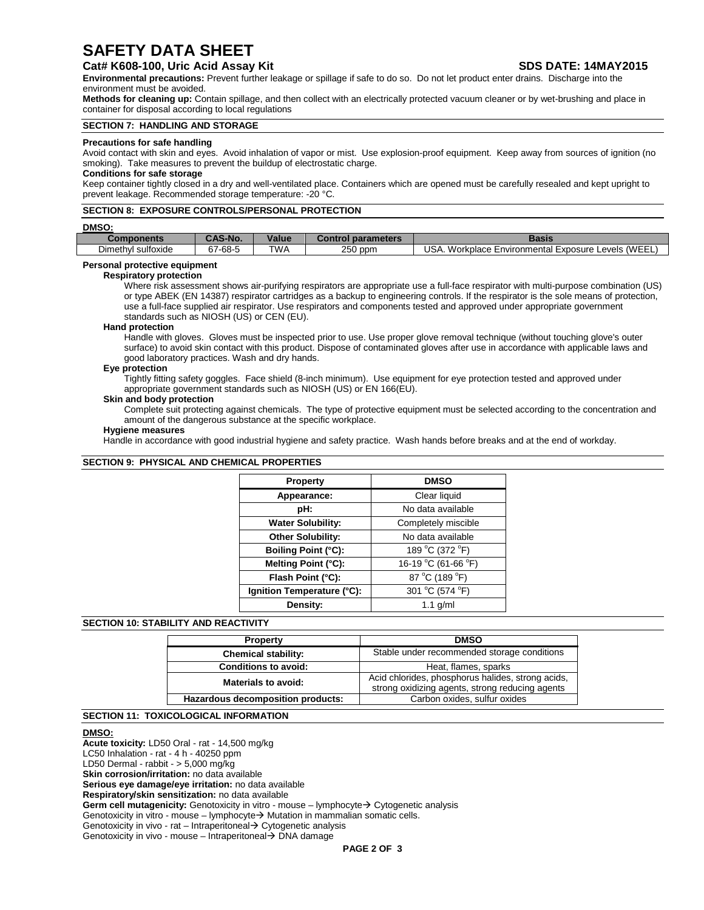**Environmental precautions:** Prevent further leakage or spillage if safe to do so. Do not let product enter drains. Discharge into the environment must be avoided.
**Methods for cleaning up:** Contain spillage, and then collect with an electrically protected vacuum cleaner or by wet-brushing and place in container for disposal according to local regulations

## SECTION 7: HANDLING AND STORAGE

**Precautions for safe handling**
Avoid contact with skin and eyes. Avoid inhalation of vapor or mist. Use explosion-proof equipment. Keep away from sources of ignition (no smoking). Take measures to prevent the buildup of electrostatic charge.

**Conditions for safe storage**
Keep container tightly closed in a dry and well-ventilated place. Containers which are opened must be carefully resealed and kept upright to prevent leakage. Recommended storage temperature: -20 °C.

## SECTION 8: EXPOSURE CONTROLS/PERSONAL PROTECTION

**DMSO:**

| Components | CAS-No. | Value | Control parameters | Basis |
|---|---|---|---|---|
| Dimethyl sulfoxide | 67-68-5 | TWA | 250 ppm | USA. Workplace Environmental Exposure Levels (WEEL) |

**Personal protective equipment**

**Respiratory protection**
Where risk assessment shows air-purifying respirators are appropriate use a full-face respirator with multi-purpose combination (US) or type ABEK (EN 14387) respirator cartridges as a backup to engineering controls. If the respirator is the sole means of protection, use a full-face supplied air respirator. Use respirators and components tested and approved under appropriate government standards such as NIOSH (US) or CEN (EU).

**Hand protection**
Handle with gloves. Gloves must be inspected prior to use. Use proper glove removal technique (without touching glove's outer surface) to avoid skin contact with this product. Dispose of contaminated gloves after use in accordance with applicable laws and good laboratory practices. Wash and dry hands.

**Eye protection**
Tightly fitting safety goggles. Face shield (8-inch minimum). Use equipment for eye protection tested and approved under appropriate government standards such as NIOSH (US) or EN 166(EU).

**Skin and body protection**
Complete suit protecting against chemicals. The type of protective equipment must be selected according to the concentration and amount of the dangerous substance at the specific workplace.

**Hygiene measures**
Handle in accordance with good industrial hygiene and safety practice. Wash hands before breaks and at the end of workday.

## SECTION 9: PHYSICAL AND CHEMICAL PROPERTIES

| Property | DMSO |
|---|---|
| Appearance: | Clear liquid |
| pH: | No data available |
| Water Solubility: | Completely miscible |
| Other Solubility: | No data available |
| Boiling Point (°C): | 189 °C (372 °F) |
| Melting Point (°C): | 16-19 °C (61-66 °F) |
| Flash Point (°C): | 87 °C (189 °F) |
| Ignition Temperature (°C): | 301 °C (574 °F) |
| Density: | 1.1 g/ml |

## SECTION 10: STABILITY AND REACTIVITY

| Property | DMSO |
|---|---|
| Chemical stability: | Stable under recommended storage conditions |
| Conditions to avoid: | Heat, flames, sparks |
| Materials to avoid: | Acid chlorides, phosphorus halides, strong acids, strong oxidizing agents, strong reducing agents |
| Hazardous decomposition products: | Carbon oxides, sulfur oxides |

## SECTION 11: TOXICOLOGICAL INFORMATION

**DMSO:**

**Acute toxicity:** LD50 Oral - rat - 14,500 mg/kg
LC50 Inhalation - rat - 4 h - 40250 ppm
LD50 Dermal - rabbit - > 5,000 mg/kg
**Skin corrosion/irritation:** no data available
**Serious eye damage/eye irritation:** no data available
**Respiratory/skin sensitization:** no data available
**Germ cell mutagenicity:** Genotoxicity in vitro - mouse – lymphocyte→ Cytogenetic analysis
Genotoxicity in vitro - mouse – lymphocyte→ Mutation in mammalian somatic cells.
Genotoxicity in vivo - rat – Intraperitoneal→ Cytogenetic analysis
Genotoxicity in vivo - mouse – Intraperitoneal→ DNA damage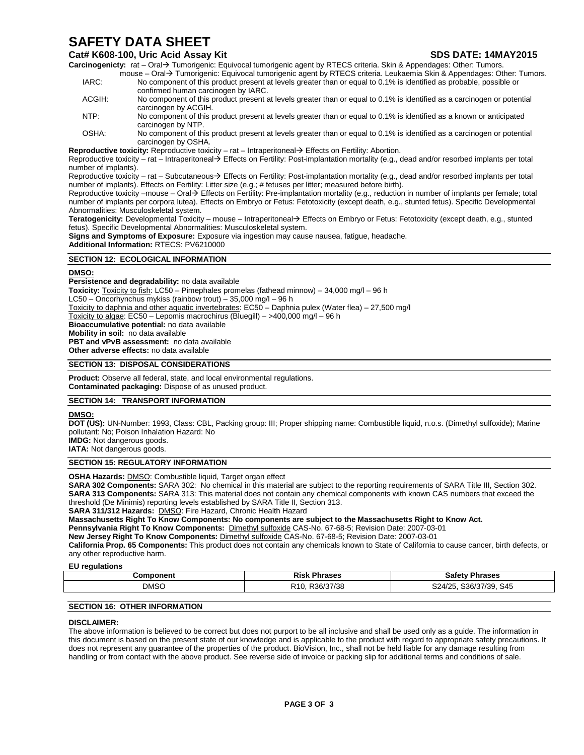**Carcinogenicity:** rat – Oral→ Tumorigenic: Equivocal tumorigenic agent by RTECS criteria. Skin & Appendages: Other: Tumors.
mouse – Oral→ Tumorigenic: Equivocal tumorigenic agent by RTECS criteria. Leukaemia Skin & Appendages: Other: Tumors.

IARC: No component of this product present at levels greater than or equal to 0.1% is identified as probable, possible or confirmed human carcinogen by IARC.

ACGIH: No component of this product present at levels greater than or equal to 0.1% is identified as a carcinogen or potential carcinogen by ACGIH.

NTP: No component of this product present at levels greater than or equal to 0.1% is identified as a known or anticipated carcinogen by NTP.

OSHA: No component of this product present at levels greater than or equal to 0.1% is identified as a carcinogen or potential carcinogen by OSHA.

**Reproductive toxicity:** Reproductive toxicity – rat – Intraperitoneal→ Effects on Fertility: Abortion.
Reproductive toxicity – rat – Intraperitoneal→ Effects on Fertility: Post-implantation mortality (e.g., dead and/or resorbed implants per total number of implants).
Reproductive toxicity – rat – Subcutaneous→ Effects on Fertility: Post-implantation mortality (e.g., dead and/or resorbed implants per total number of implants). Effects on Fertility: Litter size (e.g.; # fetuses per litter; measured before birth).
Reproductive toxicity –mouse – Oral→ Effects on Fertility: Pre-implantation mortality (e.g., reduction in number of implants per female; total number of implants per corpora lutea). Effects on Embryo or Fetus: Fetotoxicity (except death, e.g., stunted fetus). Specific Developmental Abnormalities: Musculoskeletal system.

**Teratogenicity:** Developmental Toxicity – mouse – Intraperitoneal→ Effects on Embryo or Fetus: Fetotoxicity (except death, e.g., stunted fetus). Specific Developmental Abnormalities: Musculoskeletal system.

**Signs and Symptoms of Exposure:** Exposure via ingestion may cause nausea, fatigue, headache.

**Additional Information:** RTECS: PV6210000

## SECTION 12: ECOLOGICAL INFORMATION

**DMSO:**

**Persistence and degradability:** no data available

**Toxicity:** Toxicity to fish: LC50 – Pimephales promelas (fathead minnow) – 34,000 mg/l – 96 h
LC50 – Oncorhynchus mykiss (rainbow trout) – 35,000 mg/l – 96 h
Toxicity to daphnia and other aquatic invertebrates: EC50 – Daphnia pulex (Water flea) – 27,500 mg/l
Toxicity to algae: EC50 – Lepomis macrochirus (Bluegill) – >400,000 mg/l – 96 h

**Bioaccumulative potential:** no data available

**Mobility in soil:** no data available

**PBT and vPvB assessment:** no data available

**Other adverse effects:** no data available

## SECTION 13: DISPOSAL CONSIDERATIONS

**Product:** Observe all federal, state, and local environmental regulations.

**Contaminated packaging:** Dispose of as unused product.

## SECTION 14: TRANSPORT INFORMATION

**DMSO:**

**DOT (US):** UN-Number: 1993, Class: CBL, Packing group: III; Proper shipping name: Combustible liquid, n.o.s. (Dimethyl sulfoxide); Marine pollutant: No; Poison Inhalation Hazard: No

**IMDG:** Not dangerous goods.

**IATA:** Not dangerous goods.

## SECTION 15: REGULATORY INFORMATION

**OSHA Hazards:** DMSO: Combustible liquid, Target organ effect

**SARA 302 Components:** SARA 302: No chemical in this material are subject to the reporting requirements of SARA Title III, Section 302.

**SARA 313 Components:** SARA 313: This material does not contain any chemical components with known CAS numbers that exceed the threshold (De Minimis) reporting levels established by SARA Title II, Section 313.

**SARA 311/312 Hazards:** DMSO: Fire Hazard, Chronic Health Hazard

**Massachusetts Right To Know Components: No components are subject to the Massachusetts Right to Know Act.**

**Pennsylvania Right To Know Components:** Dimethyl sulfoxide CAS-No. 67-68-5; Revision Date: 2007-03-01

**New Jersey Right To Know Components:** Dimethyl sulfoxide CAS-No. 67-68-5; Revision Date: 2007-03-01

**California Prop. 65 Components:** This product does not contain any chemicals known to State of California to cause cancer, birth defects, or any other reproductive harm.

**EU regulations**

| Component | Risk Phrases | Safety Phrases |
|---|---|---|
| DMSO | R10, R36/37/38 | S24/25, S36/37/39, S45 |

## SECTION 16: OTHER INFORMATION

**DISCLAIMER:**

The above information is believed to be correct but does not purport to be all inclusive and shall be used only as a guide. The information in this document is based on the present state of our knowledge and is applicable to the product with regard to appropriate safety precautions. It does not represent any guarantee of the properties of the product. BioVision, Inc., shall not be held liable for any damage resulting from handling or from contact with the above product. See reverse side of invoice or packing slip for additional terms and conditions of sale.